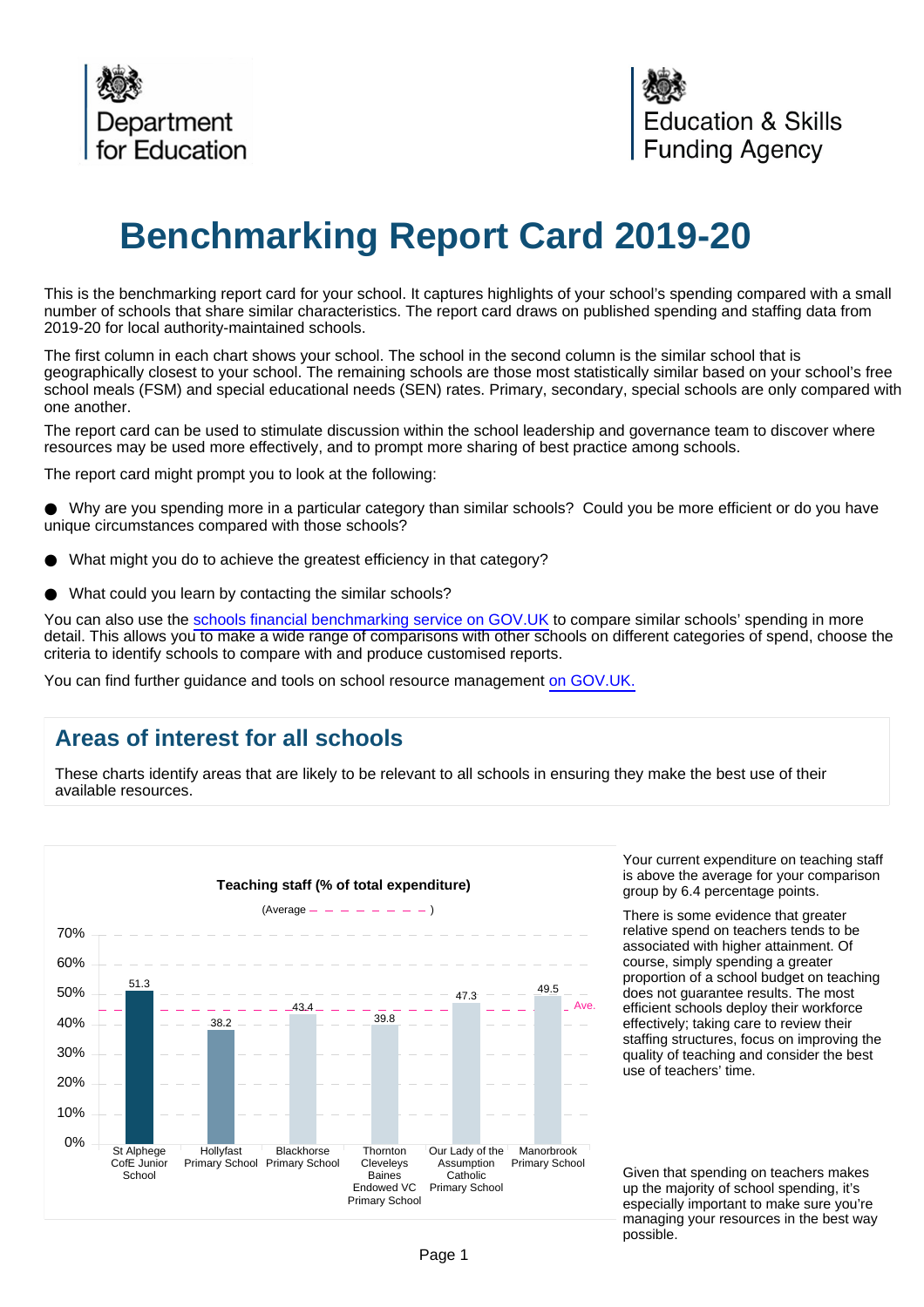Department for Education

Education & Skills Funding Agency

# Benchmarking Report Card 2019-20

This is the benchmarking report card for your school. It captures highlights of your school's spending compared with a small number of schools that share similar characteristics. The report card draws on published spending and staffing data from 2019-20 for local authority-maintained schools.

The first column in each chart shows your school. The school in the second column is the similar school that is geographically closest to your school. The remaining schools are those most statistically similar based on your school's free school meals (FSM) and special educational needs (SEN) rates. Primary, secondary, special schools are only compared with one another.

The report card can be used to stimulate discussion within the school leadership and governance team to discover where resources may be used more effectively, and to prompt more sharing of best practice among schools.

The report card might prompt you to look at the following:

- Why are you spending more in a particular category than similar schools? Could you be more efficient or do you have unique circumstances compared with those schools?
- What might you do to achieve the greatest efficiency in that category?
- What could you learn by contacting the similar schools?

You can also use the schools financial benchmarking service on GOV.UK to compare similar schools' spending in more detail. This allows you to make a wide range of comparisons with other schools on different categories of spend, choose the criteria to identify schools to compare with and produce customised reports.

You can find further guidance and tools on school resource management on GOV.UK.

## Areas of interest for all schools

These charts identify areas that are likely to be relevant to all schools in ensuring they make the best use of their available resources.

**Teaching staff (% of total expenditure)**

(Average – – – – – – – – )

| School | Teaching staff (% of total expenditure) |
| --- | --- |
| St Alphege CofE Junior School | 51.3 |
| Hollyfast Primary School | 38.2 |
| Blackhorse Primary School | 43.4 |
| Thornton Cleveleys Baines Endowed VC Primary School | 39.8 |
| Our Lady of the Assumption Catholic Primary School | 47.3 |
| Manorbrook Primary School | 49.5 |

Your current expenditure on teaching staff is above the average for your comparison group by 6.4 percentage points.

There is some evidence that greater relative spend on teachers tends to be associated with higher attainment. Of course, simply spending a greater proportion of a school budget on teaching does not guarantee results. The most efficient schools deploy their workforce effectively; taking care to review their staffing structures, focus on improving the quality of teaching and consider the best use of teachers' time.

Given that spending on teachers makes up the majority of school spending, it's especially important to make sure you're managing your resources in the best way possible.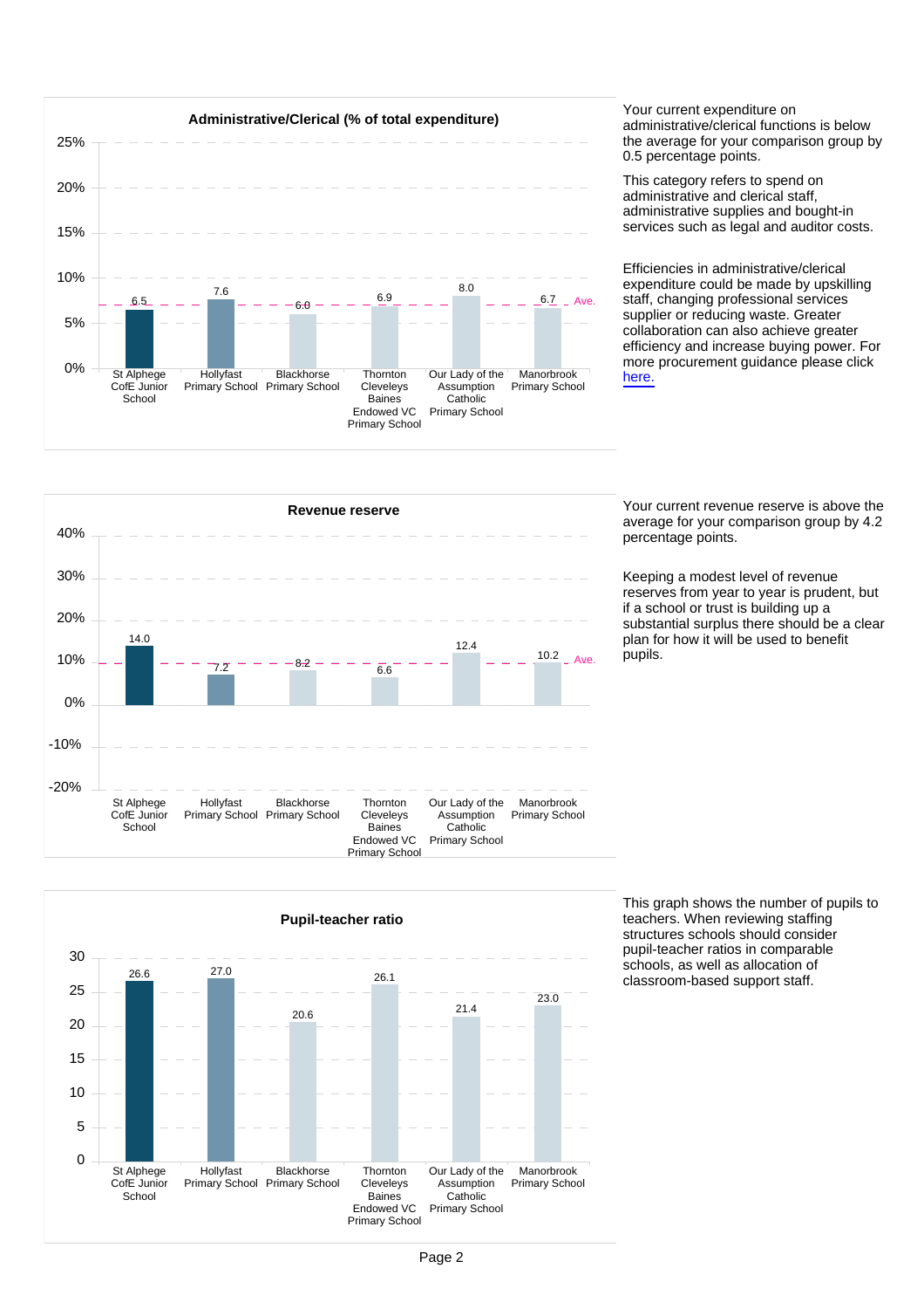## Administrative/Clerical (% of total expenditure)

| School | Administrative/Clerical (% of total expenditure) |
| --- | --- |
| St Alphege CofE Junior School | 6.5 |
| Hollyfast Primary School | 7.6 |
| Blackhorse Primary School | 6.0 |
| Thornton Cleveleys Baines Endowed VC Primary School | 6.9 |
| Our Lady of the Assumption Catholic Primary School | 8.0 |
| Manorbrook Primary School | 6.7 |

Your current expenditure on administrative/clerical functions is below the average for your comparison group by 0.5 percentage points.

This category refers to spend on administrative and clerical staff, administrative supplies and bought-in services such as legal and auditor costs.

Efficiencies in administrative/clerical expenditure could be made by upskilling staff, changing professional services supplier or reducing waste. Greater collaboration can also achieve greater efficiency and increase buying power. For more procurement guidance please click here.

## Revenue reserve

| School | Revenue reserve (%) |
| --- | --- |
| St Alphege CofE Junior School | 14.0 |
| Hollyfast Primary School | 7.2 |
| Blackhorse Primary School | 8.2 |
| Thornton Cleveleys Baines Endowed VC Primary School | 6.6 |
| Our Lady of the Assumption Catholic Primary School | 12.4 |
| Manorbrook Primary School | 10.2 |

Your current revenue reserve is above the average for your comparison group by 4.2 percentage points.

Keeping a modest level of revenue reserves from year to year is prudent, but if a school or trust is building up a substantial surplus there should be a clear plan for how it will be used to benefit pupils.

## Pupil-teacher ratio

| School | Pupil-teacher ratio |
| --- | --- |
| St Alphege CofE Junior School | 26.6 |
| Hollyfast Primary School | 27.0 |
| Blackhorse Primary School | 20.6 |
| Thornton Cleveleys Baines Endowed VC Primary School | 26.1 |
| Our Lady of the Assumption Catholic Primary School | 21.4 |
| Manorbrook Primary School | 23.0 |

This graph shows the number of pupils to teachers. When reviewing staffing structures schools should consider pupil-teacher ratios in comparable schools, as well as allocation of classroom-based support staff.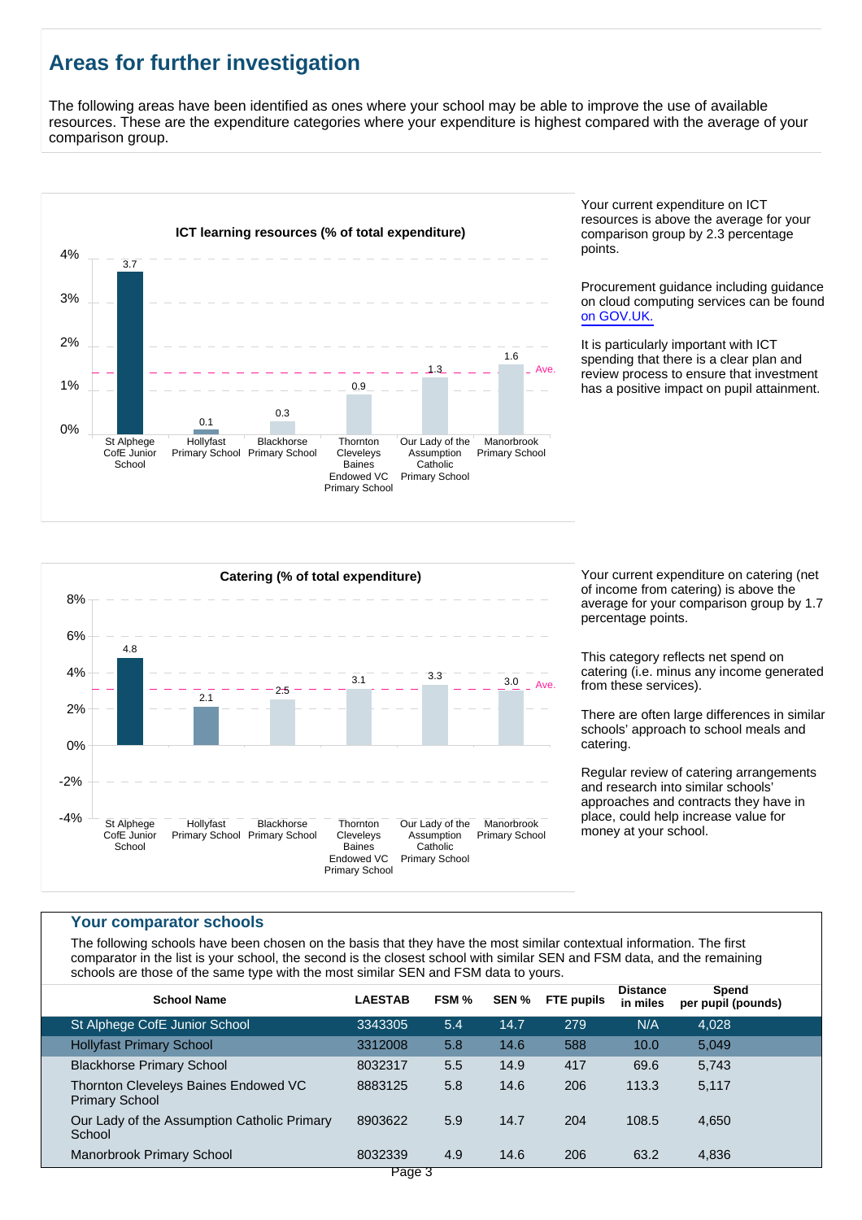## Areas for further investigation

The following areas have been identified as ones where your school may be able to improve the use of available resources. These are the expenditure categories where your expenditure is highest compared with the average of your comparison group.

**ICT learning resources (% of total expenditure)**

| School | % |
|---|---|
| St Alphege CofE Junior School | 3.7 |
| Hollyfast Primary School | 0.1 |
| Blackhorse Primary School | 0.3 |
| Thornton Cleveleys Baines Endowed VC Primary School | 0.9 |
| Our Lady of the Assumption Catholic Primary School | 1.3 |
| Manorbrook Primary School | 1.6 |

Your current expenditure on ICT resources is above the average for your comparison group by 2.3 percentage points.

Procurement guidance including guidance on cloud computing services can be found on GOV.UK.

It is particularly important with ICT spending that there is a clear plan and review process to ensure that investment has a positive impact on pupil attainment.

**Catering (% of total expenditure)**

| School | % |
|---|---|
| St Alphege CofE Junior School | 4.8 |
| Hollyfast Primary School | 2.1 |
| Blackhorse Primary School | 2.5 |
| Thornton Cleveleys Baines Endowed VC Primary School | 3.1 |
| Our Lady of the Assumption Catholic Primary School | 3.3 |
| Manorbrook Primary School | 3.0 |

Your current expenditure on catering (net of income from catering) is above the average for your comparison group by 1.7 percentage points.

This category reflects net spend on catering (i.e. minus any income generated from these services).

There are often large differences in similar schools' approach to school meals and catering.

Regular review of catering arrangements and research into similar schools' approaches and contracts they have in place, could help increase value for money at your school.

### Your comparator schools

The following schools have been chosen on the basis that they have the most similar contextual information. The first comparator in the list is your school, the second is the closest school with similar SEN and FSM data, and the remaining schools are those of the same type with the most similar SEN and FSM data to yours.

| School Name | LAESTAB | FSM % | SEN % | FTE pupils | Distance in miles | Spend per pupil (pounds) |
|---|---|---|---|---|---|---|
| St Alphege CofE Junior School | 3343305 | 5.4 | 14.7 | 279 | N/A | 4,028 |
| Hollyfast Primary School | 3312008 | 5.8 | 14.6 | 588 | 10.0 | 5,049 |
| Blackhorse Primary School | 8032317 | 5.5 | 14.9 | 417 | 69.6 | 5,743 |
| Thornton Cleveleys Baines Endowed VC Primary School | 8883125 | 5.8 | 14.6 | 206 | 113.3 | 5,117 |
| Our Lady of the Assumption Catholic Primary School | 8903622 | 5.9 | 14.7 | 204 | 108.5 | 4,650 |
| Manorbrook Primary School | 8032339 | 4.9 | 14.6 | 206 | 63.2 | 4,836 |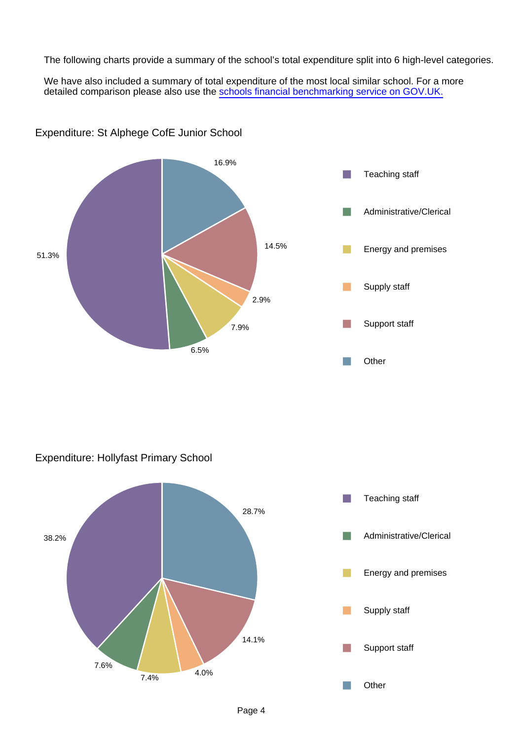The following charts provide a summary of the school's total expenditure split into 6 high-level categories.

We have also included a summary of total expenditure of the most local similar school. For a more detailed comparison please also use the [schools financial benchmarking service on GOV.UK.]()

## Expenditure: St Alphege CofE Junior School

16.9%
14.5%
2.9%
7.9%
6.5%
51.3%

Teaching staff
Administrative/Clerical
Energy and premises
Supply staff
Support staff
Other

## Expenditure: Hollyfast Primary School

28.7%
14.1%
4.0%
7.4%
7.6%
38.2%

Teaching staff
Administrative/Clerical
Energy and premises
Supply staff
Support staff
Other